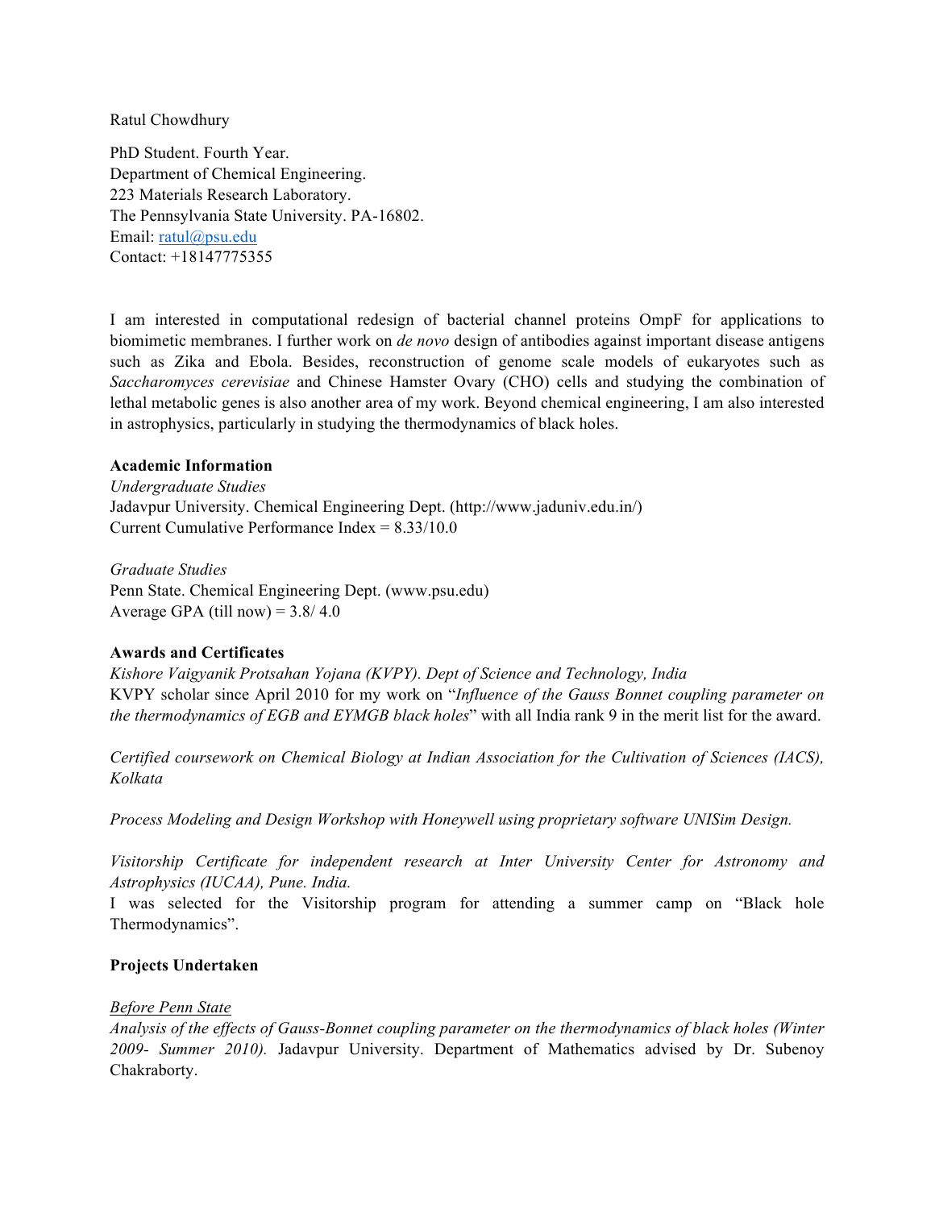Ratul Chowdhury

PhD Student. Fourth Year.
Department of Chemical Engineering.
223 Materials Research Laboratory.
The Pennsylvania State University. PA-16802.
Email: [ratul@psu.edu](mailto:ratul@psu.edu)
Contact: +18147775355

I am interested in computational redesign of bacterial channel proteins OmpF for applications to biomimetic membranes. I further work on *de novo* design of antibodies against important disease antigens such as Zika and Ebola. Besides, reconstruction of genome scale models of eukaryotes such as *Saccharomyces cerevisiae* and Chinese Hamster Ovary (CHO) cells and studying the combination of lethal metabolic genes is also another area of my work. Beyond chemical engineering, I am also interested in astrophysics, particularly in studying the thermodynamics of black holes.

**Academic Information**

*Undergraduate Studies*
Jadavpur University. Chemical Engineering Dept. (http://www.jaduniv.edu.in/)
Current Cumulative Performance Index = 8.33/10.0

*Graduate Studies*
Penn State. Chemical Engineering Dept. (www.psu.edu)
Average GPA (till now) = 3.8/ 4.0

**Awards and Certificates**

*Kishore Vaigyanik Protsahan Yojana (KVPY). Dept of Science and Technology, India*
KVPY scholar since April 2010 for my work on "*Influence of the Gauss Bonnet coupling parameter on the thermodynamics of EGB and EYMGB black holes*" with all India rank 9 in the merit list for the award.

*Certified coursework on Chemical Biology at Indian Association for the Cultivation of Sciences (IACS), Kolkata*

*Process Modeling and Design Workshop with Honeywell using proprietary software UNISim Design.*

*Visitorship Certificate for independent research at Inter University Center for Astronomy and Astrophysics (IUCAA), Pune. India.*
I was selected for the Visitorship program for attending a summer camp on "Black hole Thermodynamics".

**Projects Undertaken**

*<u>Before Penn State</u>*
*Analysis of the effects of Gauss-Bonnet coupling parameter on the thermodynamics of black holes (Winter 2009- Summer 2010).* Jadavpur University. Department of Mathematics advised by Dr. Subenoy Chakraborty.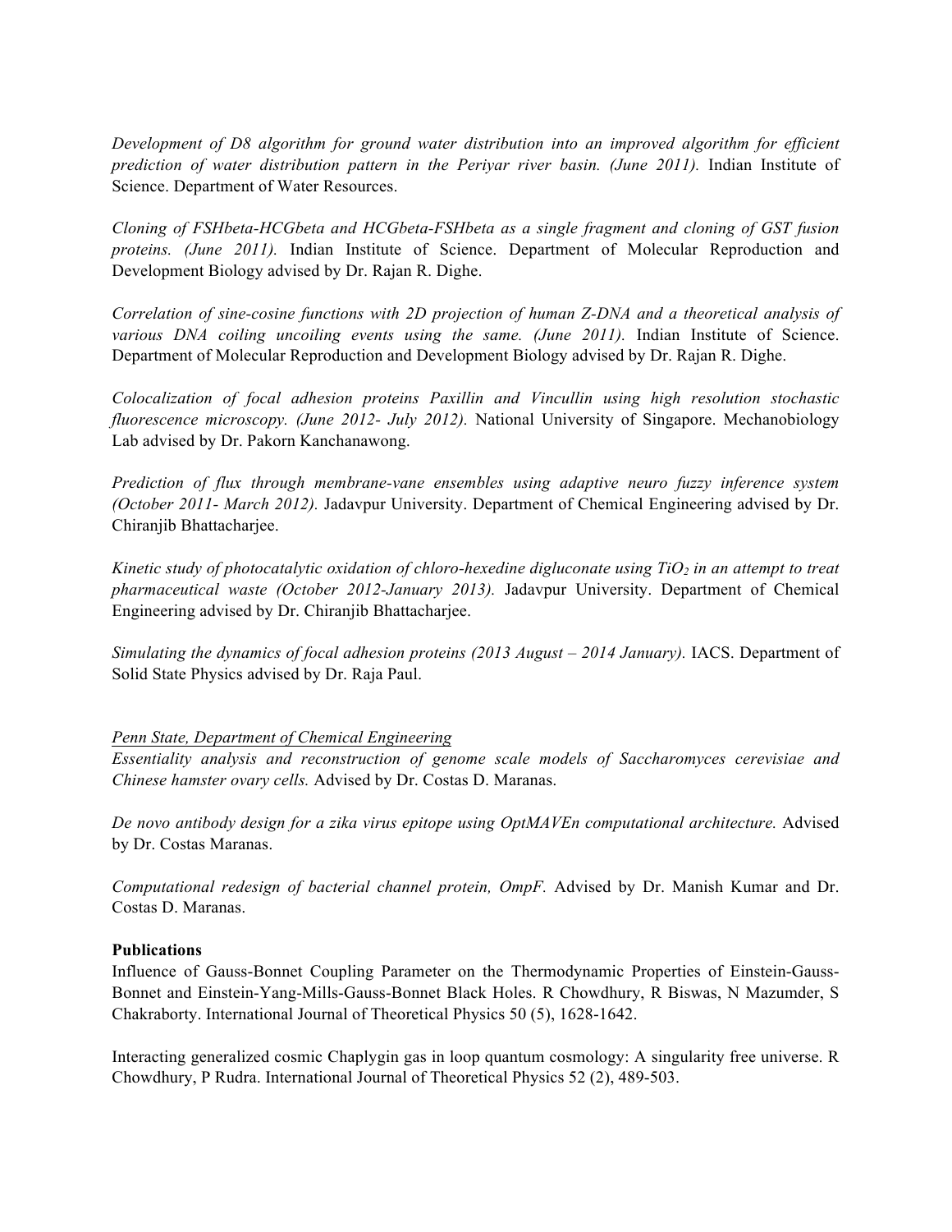*Development of D8 algorithm for ground water distribution into an improved algorithm for efficient prediction of water distribution pattern in the Periyar river basin. (June 2011).* Indian Institute of Science. Department of Water Resources.

*Cloning of FSHbeta-HCGbeta and HCGbeta-FSHbeta as a single fragment and cloning of GST fusion proteins. (June 2011).* Indian Institute of Science. Department of Molecular Reproduction and Development Biology advised by Dr. Rajan R. Dighe.

*Correlation of sine-cosine functions with 2D projection of human Z-DNA and a theoretical analysis of various DNA coiling uncoiling events using the same. (June 2011).* Indian Institute of Science. Department of Molecular Reproduction and Development Biology advised by Dr. Rajan R. Dighe.

*Colocalization of focal adhesion proteins Paxillin and Vincullin using high resolution stochastic fluorescence microscopy. (June 2012- July 2012).* National University of Singapore. Mechanobiology Lab advised by Dr. Pakorn Kanchanawong.

*Prediction of flux through membrane-vane ensembles using adaptive neuro fuzzy inference system (October 2011- March 2012).* Jadavpur University. Department of Chemical Engineering advised by Dr. Chiranjib Bhattacharjee.

*Kinetic study of photocatalytic oxidation of chloro-hexedine digluconate using $TiO_2$ in an attempt to treat pharmaceutical waste (October 2012-January 2013).* Jadavpur University. Department of Chemical Engineering advised by Dr. Chiranjib Bhattacharjee.

*Simulating the dynamics of focal adhesion proteins (2013 August – 2014 January).* IACS. Department of Solid State Physics advised by Dr. Raja Paul.

<u>*Penn State, Department of Chemical Engineering*</u>

*Essentiality analysis and reconstruction of genome scale models of Saccharomyces cerevisiae and Chinese hamster ovary cells.* Advised by Dr. Costas D. Maranas.

*De novo antibody design for a zika virus epitope using OptMAVEn computational architecture.* Advised by Dr. Costas Maranas.

*Computational redesign of bacterial channel protein, OmpF.* Advised by Dr. Manish Kumar and Dr. Costas D. Maranas.

**Publications**

Influence of Gauss-Bonnet Coupling Parameter on the Thermodynamic Properties of Einstein-Gauss-Bonnet and Einstein-Yang-Mills-Gauss-Bonnet Black Holes. R Chowdhury, R Biswas, N Mazumder, S Chakraborty. International Journal of Theoretical Physics 50 (5), 1628-1642.

Interacting generalized cosmic Chaplygin gas in loop quantum cosmology: A singularity free universe. R Chowdhury, P Rudra. International Journal of Theoretical Physics 52 (2), 489-503.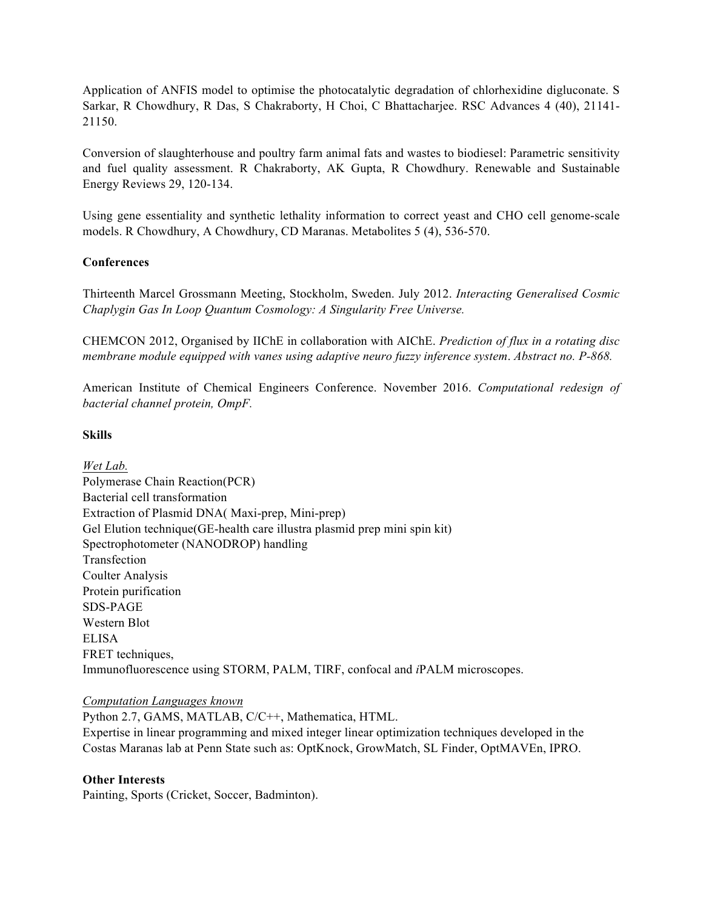Application of ANFIS model to optimise the photocatalytic degradation of chlorhexidine digluconate. S Sarkar, R Chowdhury, R Das, S Chakraborty, H Choi, C Bhattacharjee. RSC Advances 4 (40), 21141-21150.

Conversion of slaughterhouse and poultry farm animal fats and wastes to biodiesel: Parametric sensitivity and fuel quality assessment. R Chakraborty, AK Gupta, R Chowdhury. Renewable and Sustainable Energy Reviews 29, 120-134.

Using gene essentiality and synthetic lethality information to correct yeast and CHO cell genome-scale models. R Chowdhury, A Chowdhury, CD Maranas. Metabolites 5 (4), 536-570.

**Conferences**

Thirteenth Marcel Grossmann Meeting, Stockholm, Sweden. July 2012. *Interacting Generalised Cosmic Chaplygin Gas In Loop Quantum Cosmology: A Singularity Free Universe.*

CHEMCON 2012, Organised by IIChE in collaboration with AIChE. *Prediction of flux in a rotating disc membrane module equipped with vanes using adaptive neuro fuzzy inference system. Abstract no. P-868.*

American Institute of Chemical Engineers Conference. November 2016. *Computational redesign of bacterial channel protein, OmpF.*

**Skills**

*Wet Lab.*
Polymerase Chain Reaction(PCR)
Bacterial cell transformation
Extraction of Plasmid DNA( Maxi-prep, Mini-prep)
Gel Elution technique(GE-health care illustra plasmid prep mini spin kit)
Spectrophotometer (NANODROP) handling
Transfection
Coulter Analysis
Protein purification
SDS-PAGE
Western Blot
ELISA
FRET techniques,
Immunofluorescence using STORM, PALM, TIRF, confocal and *i*PALM microscopes.

*Computation Languages known*
Python 2.7, GAMS, MATLAB, C/C++, Mathematica, HTML.
Expertise in linear programming and mixed integer linear optimization techniques developed in the Costas Maranas lab at Penn State such as: OptKnock, GrowMatch, SL Finder, OptMAVEn, IPRO.

**Other Interests**
Painting, Sports (Cricket, Soccer, Badminton).